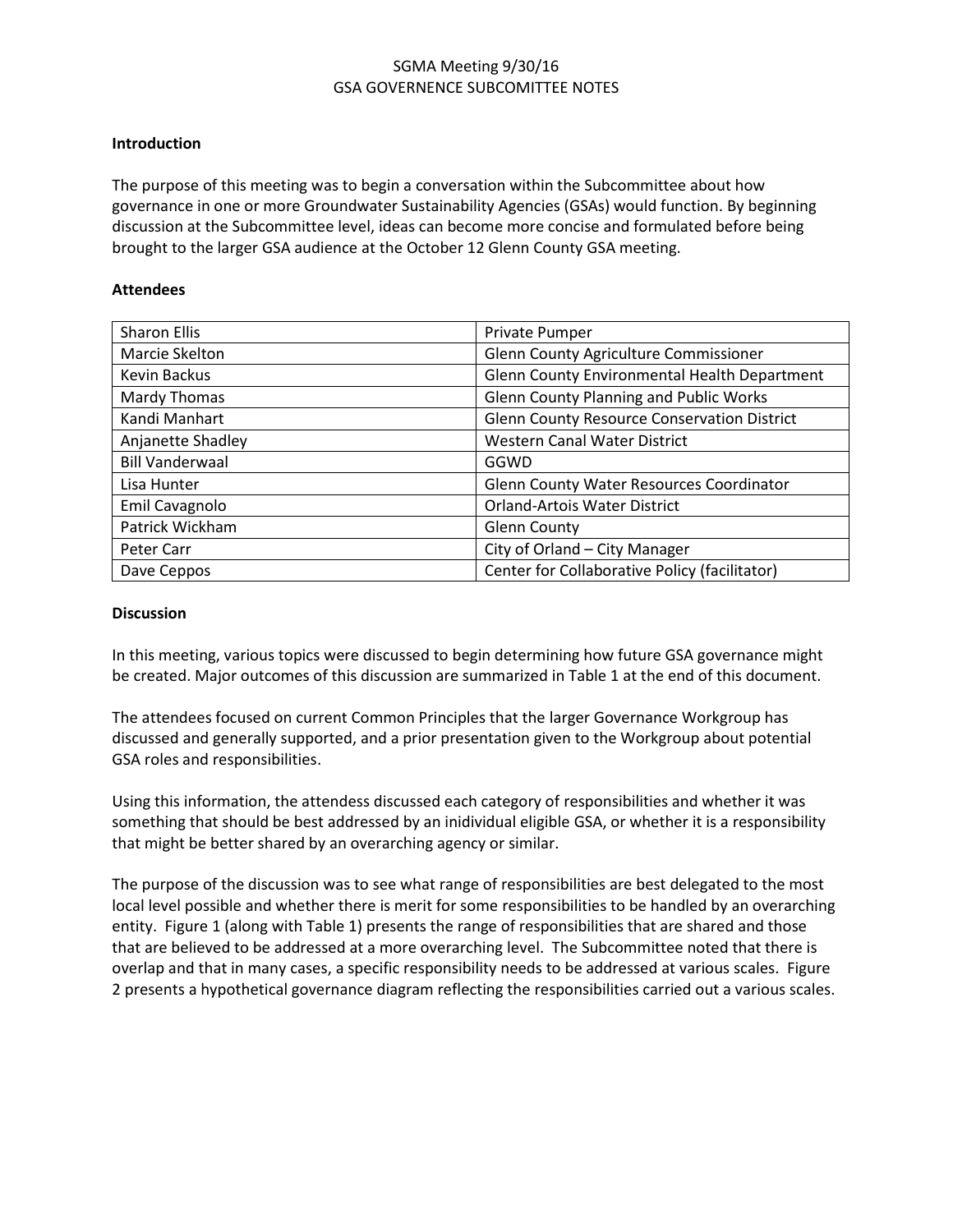# SGMA Meeting 9/30/16
# GSA GOVERNENCE SUBCOMITTEE NOTES

**Introduction**

The purpose of this meeting was to begin a conversation within the Subcommittee about how governance in one or more Groundwater Sustainability Agencies (GSAs) would function. By beginning discussion at the Subcommittee level, ideas can become more concise and formulated before being brought to the larger GSA audience at the October 12 Glenn County GSA meeting.

**Attendees**

| | |
|---|---|
| Sharon Ellis | Private Pumper |
| Marcie Skelton | Glenn County Agriculture Commissioner |
| Kevin Backus | Glenn County Environmental Health Department |
| Mardy Thomas | Glenn County Planning and Public Works |
| Kandi Manhart | Glenn County Resource Conservation District |
| Anjanette Shadley | Western Canal Water District |
| Bill Vanderwaal | GGWD |
| Lisa Hunter | Glenn County Water Resources Coordinator |
| Emil Cavagnolo | Orland-Artois Water District |
| Patrick Wickham | Glenn County |
| Peter Carr | City of Orland – City Manager |
| Dave Ceppos | Center for Collaborative Policy (facilitator) |

**Discussion**

In this meeting, various topics were discussed to begin determining how future GSA governance might be created. Major outcomes of this discussion are summarized in Table 1 at the end of this document.

The attendees focused on current Common Principles that the larger Governance Workgroup has discussed and generally supported, and a prior presentation given to the Workgroup about potential GSA roles and responsibilities.

Using this information, the attendess discussed each category of responsibilities and whether it was something that should be best addressed by an inidividual eligible GSA, or whether it is a responsibility that might be better shared by an overarching agency or similar.

The purpose of the discussion was to see what range of responsibilities are best delegated to the most local level possible and whether there is merit for some responsibilities to be handled by an overarching entity. Figure 1 (along with Table 1) presents the range of responsibilities that are shared and those that are believed to be addressed at a more overarching level. The Subcommittee noted that there is overlap and that in many cases, a specific responsibility needs to be addressed at various scales. Figure 2 presents a hypothetical governance diagram reflecting the responsibilities carried out a various scales.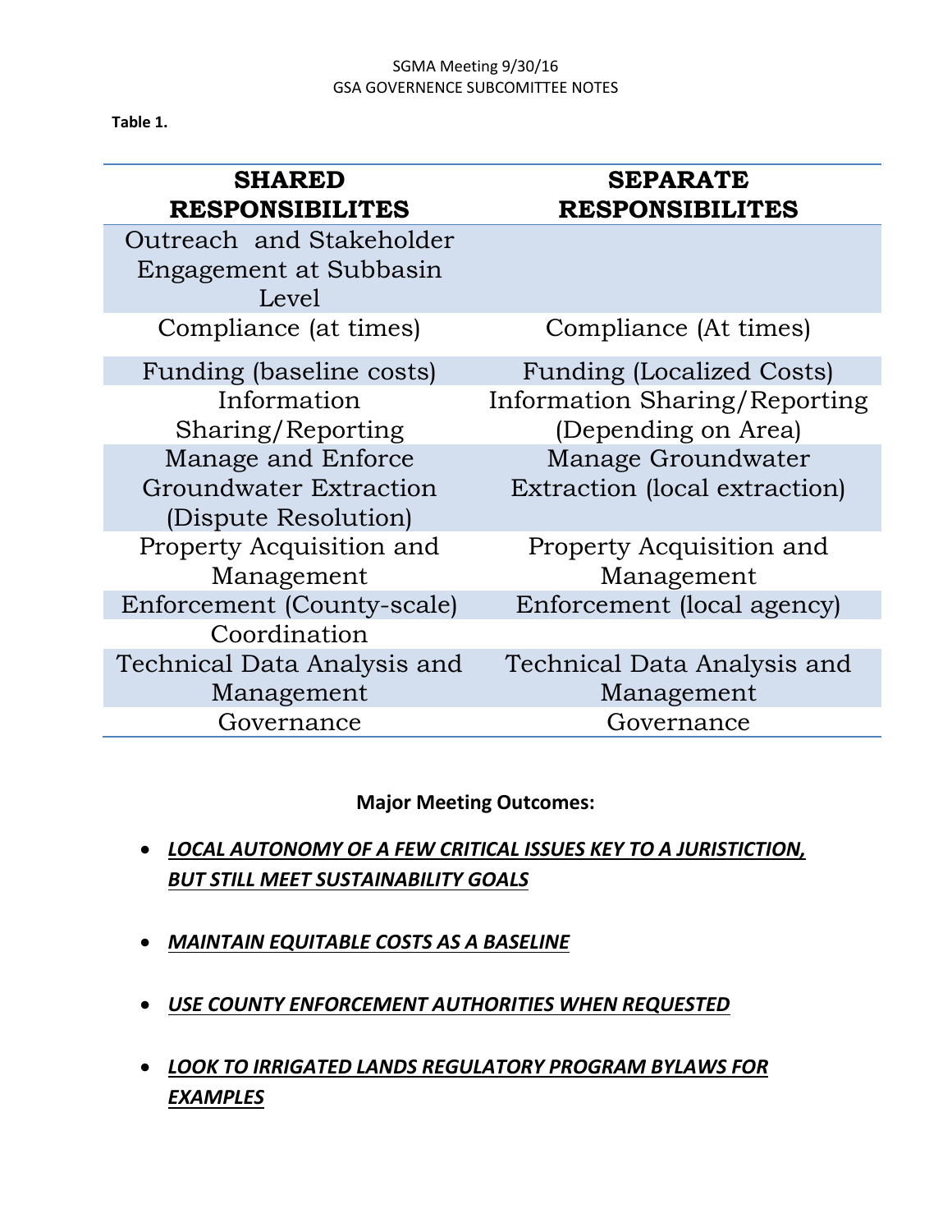SGMA Meeting 9/30/16
GSA GOVERNENCE SUBCOMITTEE NOTES

**Table 1.**

| SHARED RESPONSIBILITES | SEPARATE RESPONSIBILITES |
|---|---|
| Outreach and Stakeholder Engagement at Subbasin Level | |
| Compliance (at times) | Compliance (At times) |
| Funding (baseline costs) | Funding (Localized Costs) |
| Information Sharing/Reporting | Information Sharing/Reporting (Depending on Area) |
| Manage and Enforce Groundwater Extraction (Dispute Resolution) | Manage Groundwater Extraction (local extraction) |
| Property Acquisition and Management | Property Acquisition and Management |
| Enforcement (County-scale) | Enforcement (local agency) |
| Coordination | |
| Technical Data Analysis and Management | Technical Data Analysis and Management |
| Governance | Governance |

**Major Meeting Outcomes:**

- ***LOCAL AUTONOMY OF A FEW CRITICAL ISSUES KEY TO A JURISTICTION, BUT STILL MEET SUSTAINABILITY GOALS***
- ***MAINTAIN EQUITABLE COSTS AS A BASELINE***
- ***USE COUNTY ENFORCEMENT AUTHORITIES WHEN REQUESTED***
- ***LOOK TO IRRIGATED LANDS REGULATORY PROGRAM BYLAWS FOR EXAMPLES***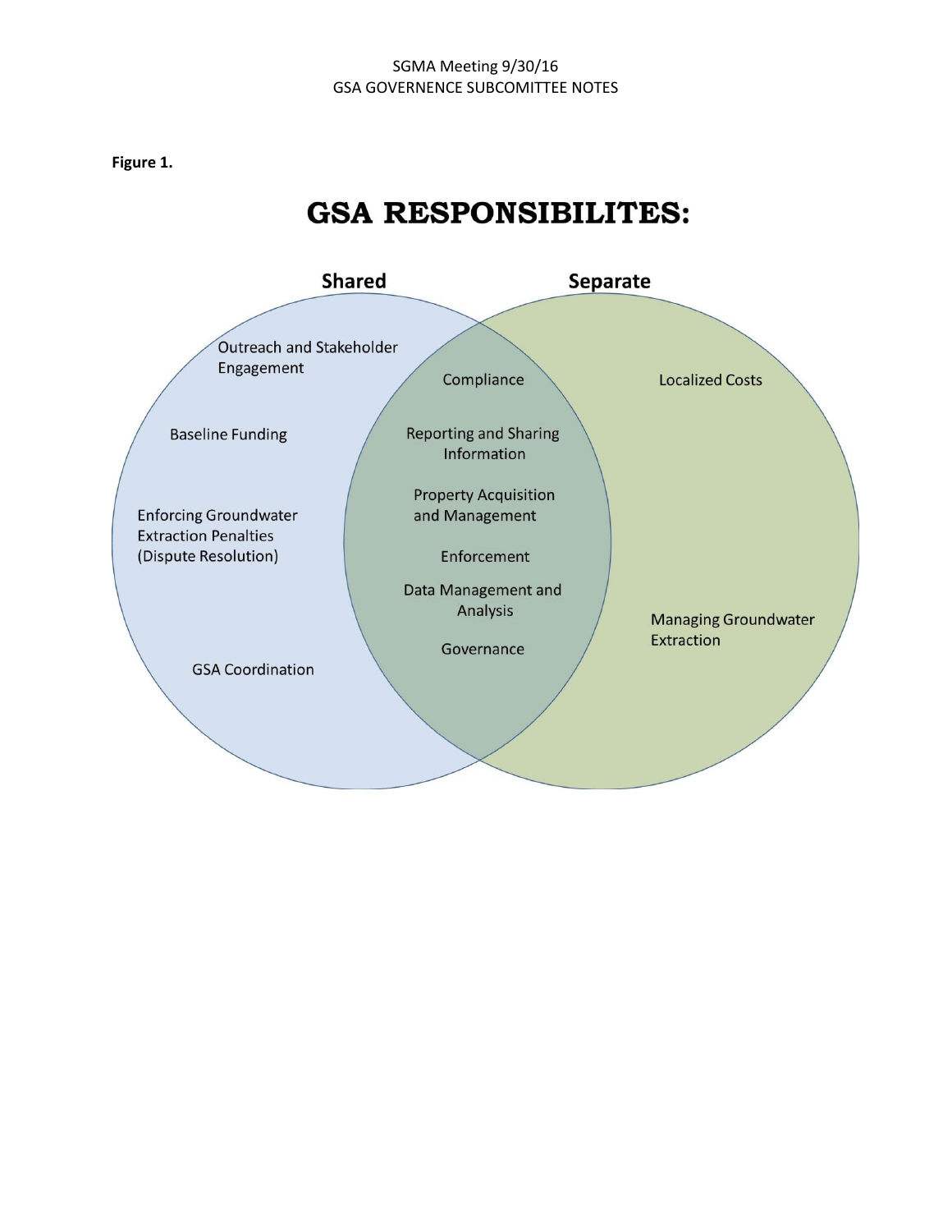**Figure 1.**

# GSA RESPONSIBILITES:

**Shared**

- Outreach and Stakeholder Engagement
- Baseline Funding
- Enforcing Groundwater Extraction Penalties (Dispute Resolution)
- GSA Coordination

**Shared and Separate (overlap)**

- Compliance
- Reporting and Sharing Information
- Property Acquisition and Management
- Enforcement
- Data Management and Analysis
- Governance

**Separate**

- Localized Costs
- Managing Groundwater Extraction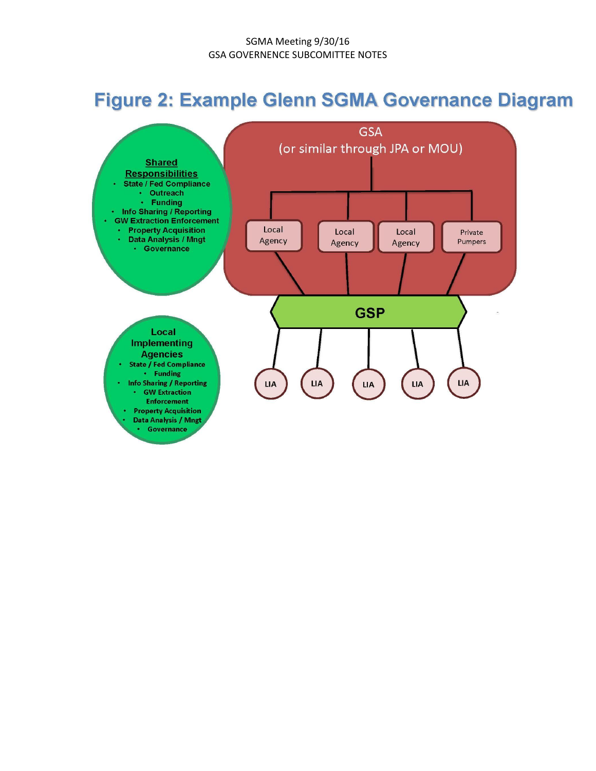SGMA Meeting 9/30/16
GSA GOVERNENCE SUBCOMITTEE NOTES

# Figure 2: Example Glenn SGMA Governance Diagram

**Shared Responsibilities**
- State / Fed Compliance
- Outreach
- Funding
- Info Sharing / Reporting
- GW Extraction Enforcement
- Property Acquisition
- Data Analysis / Mngt
- Governance

GSA
(or similar through JPA or MOU)

Local Agency
Local Agency
Local Agency
Private Pumpers

GSP

LIA
LIA
LIA
LIA
LIA

**Local Implementing Agencies**
- State / Fed Compliance
- Funding
- Info Sharing / Reporting
- GW Extraction Enforcement
- Property Acquisition
- Data Analysis / Mngt
- Governance